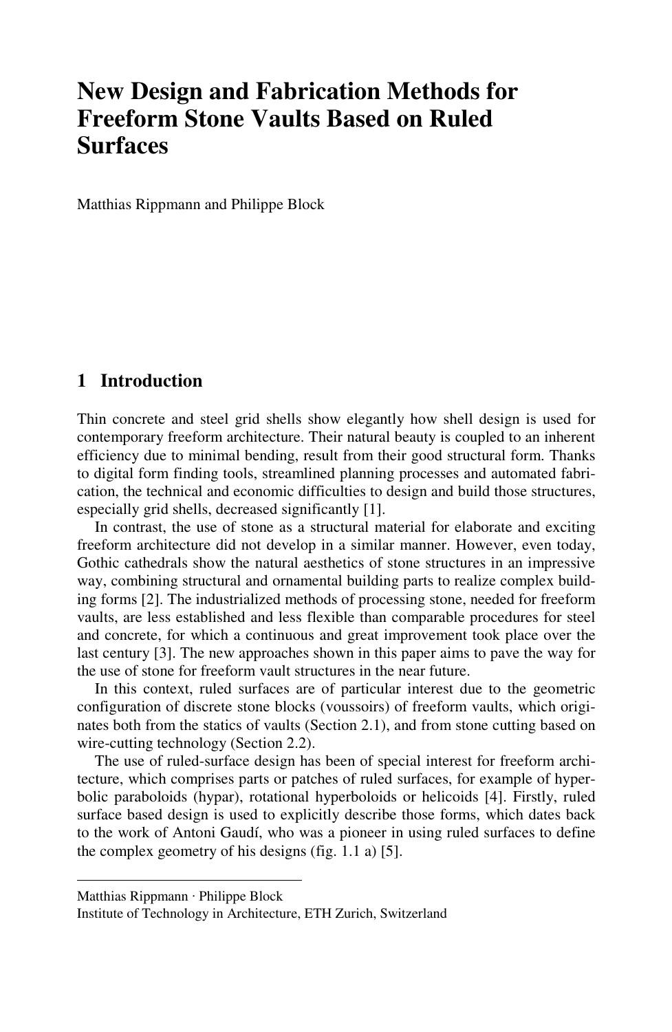# New Design and Fabrication Methods for Freeform Stone Vaults Based on Ruled Surfaces

Matthias Rippmann and Philippe Block

## 1 Introduction

Thin concrete and steel grid shells show elegantly how shell design is used for contemporary freeform architecture. Their natural beauty is coupled to an inherent efficiency due to minimal bending, result from their good structural form. Thanks to digital form finding tools, streamlined planning processes and automated fabrication, the technical and economic difficulties to design and build those structures, especially grid shells, decreased significantly [1].

In contrast, the use of stone as a structural material for elaborate and exciting freeform architecture did not develop in a similar manner. However, even today, Gothic cathedrals show the natural aesthetics of stone structures in an impressive way, combining structural and ornamental building parts to realize complex building forms [2]. The industrialized methods of processing stone, needed for freeform vaults, are less established and less flexible than comparable procedures for steel and concrete, for which a continuous and great improvement took place over the last century [3]. The new approaches shown in this paper aims to pave the way for the use of stone for freeform vault structures in the near future.

In this context, ruled surfaces are of particular interest due to the geometric configuration of discrete stone blocks (voussoirs) of freeform vaults, which originates both from the statics of vaults (Section 2.1), and from stone cutting based on wire-cutting technology (Section 2.2).

The use of ruled-surface design has been of special interest for freeform architecture, which comprises parts or patches of ruled surfaces, for example of hyperbolic paraboloids (hypar), rotational hyperboloids or helicoids [4]. Firstly, ruled surface based design is used to explicitly describe those forms, which dates back to the work of Antoni Gaudí, who was a pioneer in using ruled surfaces to define the complex geometry of his designs (fig. 1.1 a) [5].

---

Matthias Rippmann · Philippe Block
Institute of Technology in Architecture, ETH Zurich, Switzerland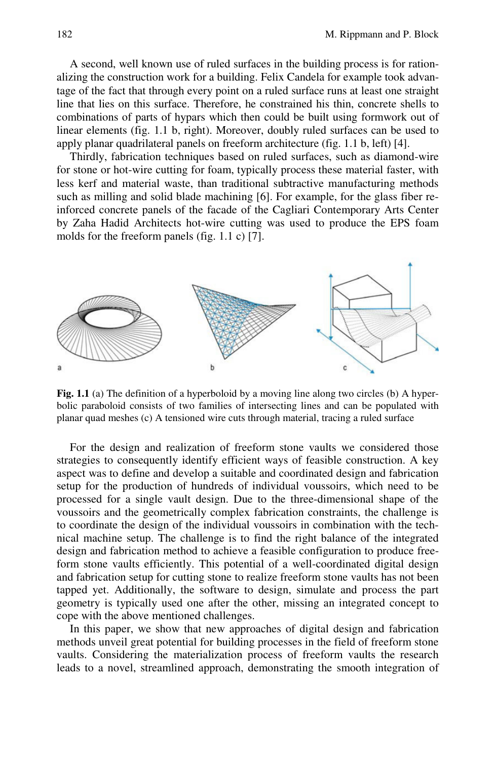A second, well known use of ruled surfaces in the building process is for rationalizing the construction work for a building. Felix Candela for example took advantage of the fact that through every point on a ruled surface runs at least one straight line that lies on this surface. Therefore, he constrained his thin, concrete shells to combinations of parts of hypars which then could be built using formwork out of linear elements (fig. 1.1 b, right). Moreover, doubly ruled surfaces can be used to apply planar quadrilateral panels on freeform architecture (fig. 1.1 b, left) [4].

Thirdly, fabrication techniques based on ruled surfaces, such as diamond-wire for stone or hot-wire cutting for foam, typically process these material faster, with less kerf and material waste, than traditional subtractive manufacturing methods such as milling and solid blade machining [6]. For example, for the glass fiber reinforced concrete panels of the facade of the Cagliari Contemporary Arts Center by Zaha Hadid Architects hot-wire cutting was used to produce the EPS foam molds for the freeform panels (fig. 1.1 c) [7].

a

b

c

**Fig. 1.1** (a) The definition of a hyperboloid by a moving line along two circles (b) A hyperbolic paraboloid consists of two families of intersecting lines and can be populated with planar quad meshes (c) A tensioned wire cuts through material, tracing a ruled surface

For the design and realization of freeform stone vaults we considered those strategies to consequently identify efficient ways of feasible construction. A key aspect was to define and develop a suitable and coordinated design and fabrication setup for the production of hundreds of individual voussoirs, which need to be processed for a single vault design. Due to the three-dimensional shape of the voussoirs and the geometrically complex fabrication constraints, the challenge is to coordinate the design of the individual voussoirs in combination with the technical machine setup. The challenge is to find the right balance of the integrated design and fabrication method to achieve a feasible configuration to produce freeform stone vaults efficiently. This potential of a well-coordinated digital design and fabrication setup for cutting stone to realize freeform stone vaults has not been tapped yet. Additionally, the software to design, simulate and process the part geometry is typically used one after the other, missing an integrated concept to cope with the above mentioned challenges.

In this paper, we show that new approaches of digital design and fabrication methods unveil great potential for building processes in the field of freeform stone vaults. Considering the materialization process of freeform vaults the research leads to a novel, streamlined approach, demonstrating the smooth integration of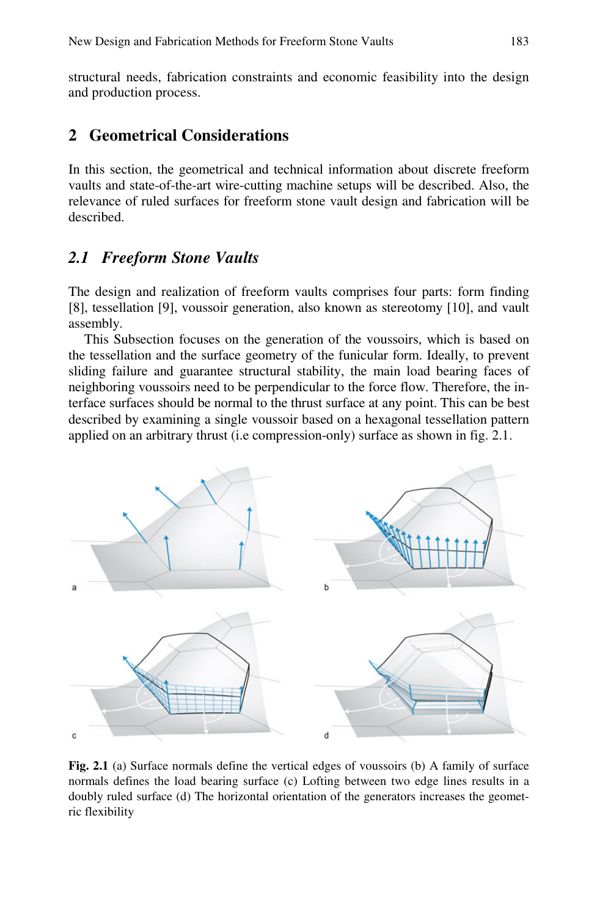structural needs, fabrication constraints and economic feasibility into the design and production process.

## 2 Geometrical Considerations

In this section, the geometrical and technical information about discrete freeform vaults and state-of-the-art wire-cutting machine setups will be described. Also, the relevance of ruled surfaces for freeform stone vault design and fabrication will be described.

### *2.1 Freeform Stone Vaults*

The design and realization of freeform vaults comprises four parts: form finding [8], tessellation [9], voussoir generation, also known as stereotomy [10], and vault assembly.

This Subsection focuses on the generation of the voussoirs, which is based on the tessellation and the surface geometry of the funicular form. Ideally, to prevent sliding failure and guarantee structural stability, the main load bearing faces of neighboring voussoirs need to be perpendicular to the force flow. Therefore, the interface surfaces should be normal to the thrust surface at any point. This can be best described by examining a single voussoir based on a hexagonal tessellation pattern applied on an arbitrary thrust (i.e compression-only) surface as shown in fig. 2.1.

**Fig. 2.1** (a) Surface normals define the vertical edges of voussoirs (b) A family of surface normals defines the load bearing surface (c) Lofting between two edge lines results in a doubly ruled surface (d) The horizontal orientation of the generators increases the geometric flexibility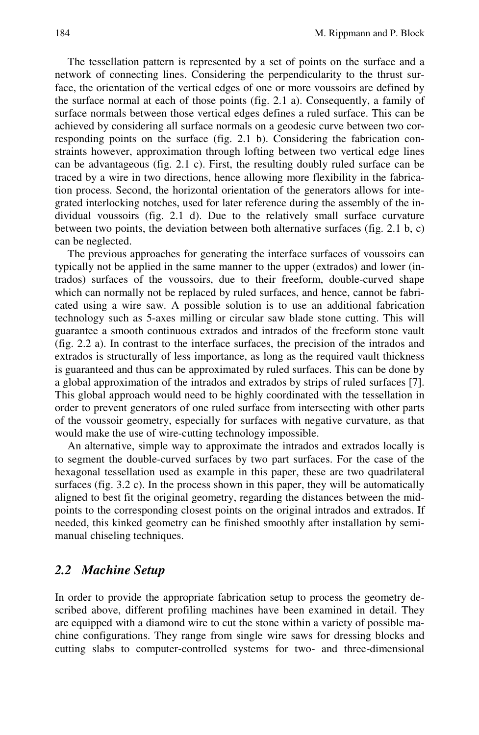The tessellation pattern is represented by a set of points on the surface and a network of connecting lines. Considering the perpendicularity to the thrust surface, the orientation of the vertical edges of one or more voussoirs are defined by the surface normal at each of those points (fig. 2.1 a). Consequently, a family of surface normals between those vertical edges defines a ruled surface. This can be achieved by considering all surface normals on a geodesic curve between two corresponding points on the surface (fig. 2.1 b). Considering the fabrication constraints however, approximation through lofting between two vertical edge lines can be advantageous (fig. 2.1 c). First, the resulting doubly ruled surface can be traced by a wire in two directions, hence allowing more flexibility in the fabrication process. Second, the horizontal orientation of the generators allows for integrated interlocking notches, used for later reference during the assembly of the individual voussoirs (fig. 2.1 d). Due to the relatively small surface curvature between two points, the deviation between both alternative surfaces (fig. 2.1 b, c) can be neglected.

The previous approaches for generating the interface surfaces of voussoirs can typically not be applied in the same manner to the upper (extrados) and lower (intrados) surfaces of the voussoirs, due to their freeform, double-curved shape which can normally not be replaced by ruled surfaces, and hence, cannot be fabricated using a wire saw. A possible solution is to use an additional fabrication technology such as 5-axes milling or circular saw blade stone cutting. This will guarantee a smooth continuous extrados and intrados of the freeform stone vault (fig. 2.2 a). In contrast to the interface surfaces, the precision of the intrados and extrados is structurally of less importance, as long as the required vault thickness is guaranteed and thus can be approximated by ruled surfaces. This can be done by a global approximation of the intrados and extrados by strips of ruled surfaces [7]. This global approach would need to be highly coordinated with the tessellation in order to prevent generators of one ruled surface from intersecting with other parts of the voussoir geometry, especially for surfaces with negative curvature, as that would make the use of wire-cutting technology impossible.

An alternative, simple way to approximate the intrados and extrados locally is to segment the double-curved surfaces by two part surfaces. For the case of the hexagonal tessellation used as example in this paper, these are two quadrilateral surfaces (fig. 3.2 c). In the process shown in this paper, they will be automatically aligned to best fit the original geometry, regarding the distances between the midpoints to the corresponding closest points on the original intrados and extrados. If needed, this kinked geometry can be finished smoothly after installation by semi-manual chiseling techniques.

## 2.2 Machine Setup

In order to provide the appropriate fabrication setup to process the geometry described above, different profiling machines have been examined in detail. They are equipped with a diamond wire to cut the stone within a variety of possible machine configurations. They range from single wire saws for dressing blocks and cutting slabs to computer-controlled systems for two- and three-dimensional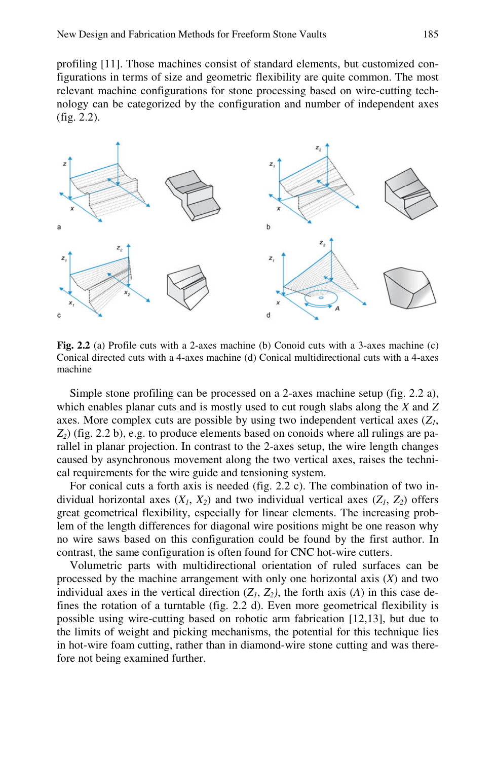profiling [11]. Those machines consist of standard elements, but customized configurations in terms of size and geometric flexibility are quite common. The most relevant machine configurations for stone processing based on wire-cutting technology can be categorized by the configuration and number of independent axes (fig. 2.2).

**Fig. 2.2** (a) Profile cuts with a 2-axes machine (b) Conoid cuts with a 3-axes machine (c) Conical directed cuts with a 4-axes machine (d) Conical multidirectional cuts with a 4-axes machine

Simple stone profiling can be processed on a 2-axes machine setup (fig. 2.2 a), which enables planar cuts and is mostly used to cut rough slabs along the $X$ and $Z$ axes. More complex cuts are possible by using two independent vertical axes ($Z_1$, $Z_2$) (fig. 2.2 b), e.g. to produce elements based on conoids where all rulings are parallel in planar projection. In contrast to the 2-axes setup, the wire length changes caused by asynchronous movement along the two vertical axes, raises the technical requirements for the wire guide and tensioning system.

For conical cuts a forth axis is needed (fig. 2.2 c). The combination of two individual horizontal axes ($X_1$, $X_2$) and two individual vertical axes ($Z_1$, $Z_2$) offers great geometrical flexibility, especially for linear elements. The increasing problem of the length differences for diagonal wire positions might be one reason why no wire saws based on this configuration could be found by the first author. In contrast, the same configuration is often found for CNC hot-wire cutters.

Volumetric parts with multidirectional orientation of ruled surfaces can be processed by the machine arrangement with only one horizontal axis ($X$) and two individual axes in the vertical direction ($Z_1$, $Z_2$), the forth axis ($A$) in this case defines the rotation of a turntable (fig. 2.2 d). Even more geometrical flexibility is possible using wire-cutting based on robotic arm fabrication [12,13], but due to the limits of weight and picking mechanisms, the potential for this technique lies in hot-wire foam cutting, rather than in diamond-wire stone cutting and was therefore not being examined further.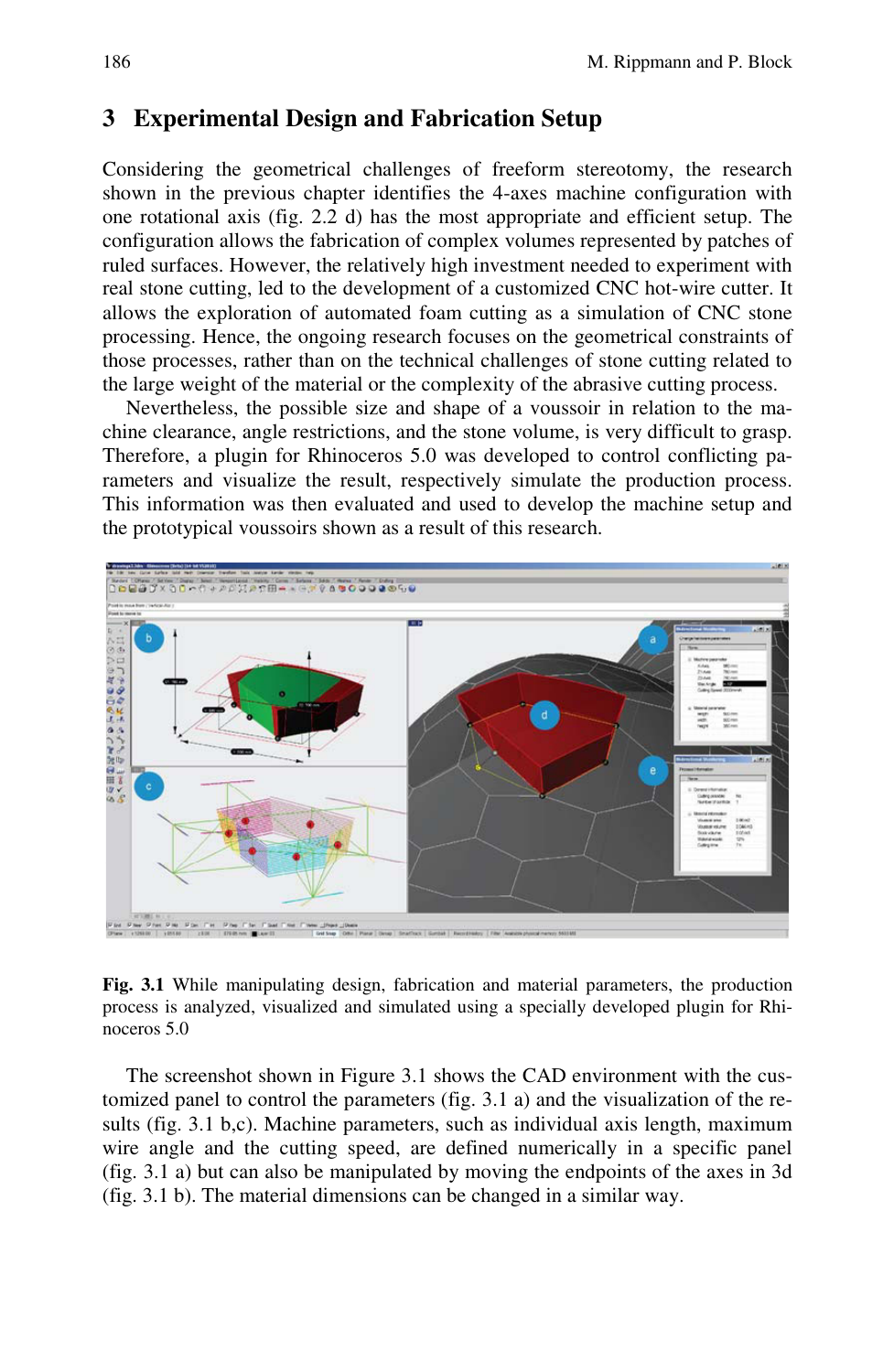## 3 Experimental Design and Fabrication Setup

Considering the geometrical challenges of freeform stereotomy, the research shown in the previous chapter identifies the 4-axes machine configuration with one rotational axis (fig. 2.2 d) has the most appropriate and efficient setup. The configuration allows the fabrication of complex volumes represented by patches of ruled surfaces. However, the relatively high investment needed to experiment with real stone cutting, led to the development of a customized CNC hot-wire cutter. It allows the exploration of automated foam cutting as a simulation of CNC stone processing. Hence, the ongoing research focuses on the geometrical constraints of those processes, rather than on the technical challenges of stone cutting related to the large weight of the material or the complexity of the abrasive cutting process.

Nevertheless, the possible size and shape of a voussoir in relation to the machine clearance, angle restrictions, and the stone volume, is very difficult to grasp. Therefore, a plugin for Rhinoceros 5.0 was developed to control conflicting parameters and visualize the result, respectively simulate the production process. This information was then evaluated and used to develop the machine setup and the prototypical voussoirs shown as a result of this research.

**Fig. 3.1** While manipulating design, fabrication and material parameters, the production process is analyzed, visualized and simulated using a specially developed plugin for Rhinoceros 5.0

The screenshot shown in Figure 3.1 shows the CAD environment with the customized panel to control the parameters (fig. 3.1 a) and the visualization of the results (fig. 3.1 b,c). Machine parameters, such as individual axis length, maximum wire angle and the cutting speed, are defined numerically in a specific panel (fig. 3.1 a) but can also be manipulated by moving the endpoints of the axes in 3d (fig. 3.1 b). The material dimensions can be changed in a similar way.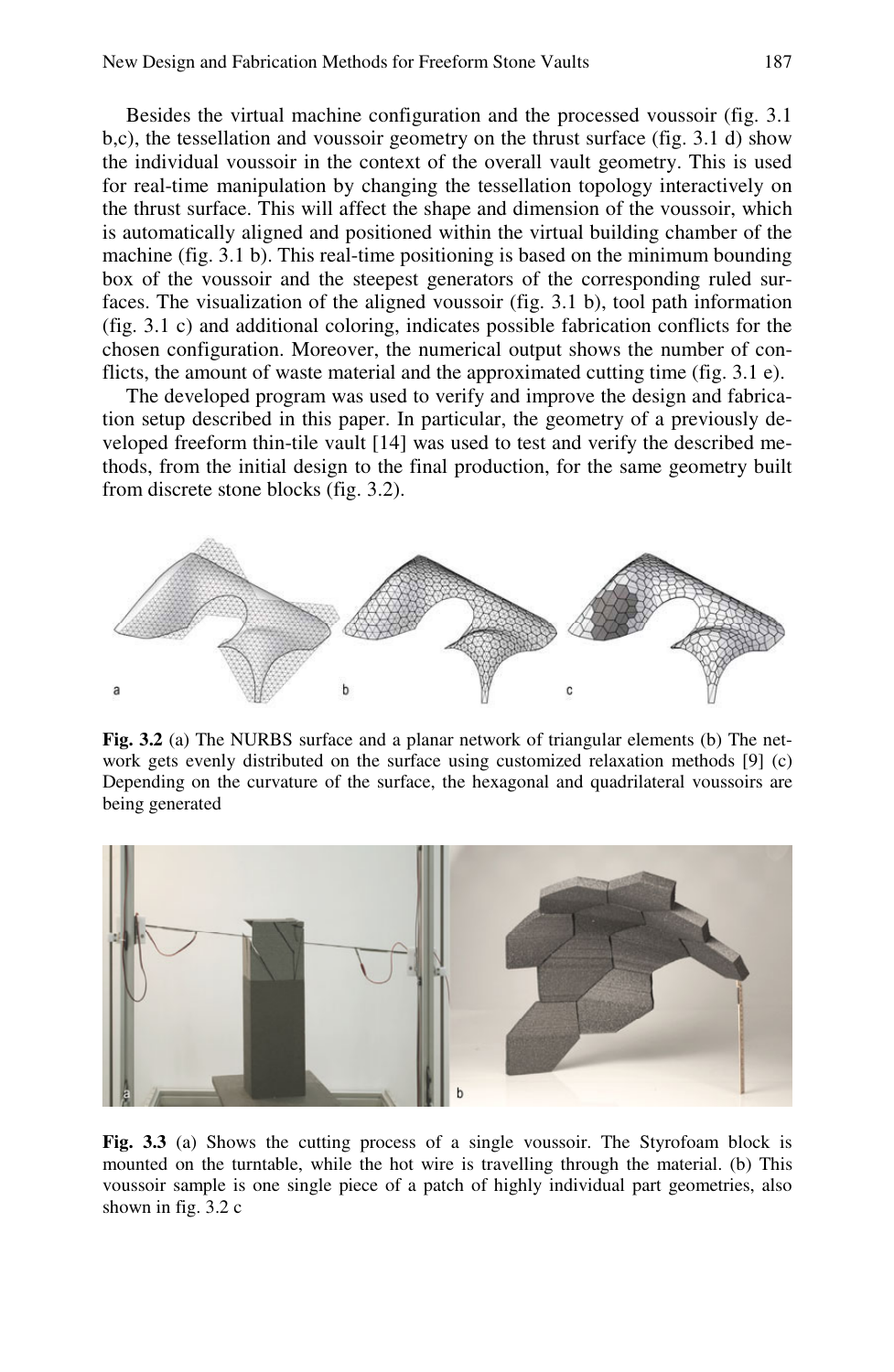Besides the virtual machine configuration and the processed voussoir (fig. 3.1 b,c), the tessellation and voussoir geometry on the thrust surface (fig. 3.1 d) show the individual voussoir in the context of the overall vault geometry. This is used for real-time manipulation by changing the tessellation topology interactively on the thrust surface. This will affect the shape and dimension of the voussoir, which is automatically aligned and positioned within the virtual building chamber of the machine (fig. 3.1 b). This real-time positioning is based on the minimum bounding box of the voussoir and the steepest generators of the corresponding ruled surfaces. The visualization of the aligned voussoir (fig. 3.1 b), tool path information (fig. 3.1 c) and additional coloring, indicates possible fabrication conflicts for the chosen configuration. Moreover, the numerical output shows the number of conflicts, the amount of waste material and the approximated cutting time (fig. 3.1 e).

The developed program was used to verify and improve the design and fabrication setup described in this paper. In particular, the geometry of a previously developed freeform thin-tile vault [14] was used to test and verify the described methods, from the initial design to the final production, for the same geometry built from discrete stone blocks (fig. 3.2).

**Fig. 3.2** (a) The NURBS surface and a planar network of triangular elements (b) The network gets evenly distributed on the surface using customized relaxation methods [9] (c) Depending on the curvature of the surface, the hexagonal and quadrilateral voussoirs are being generated

**Fig. 3.3** (a) Shows the cutting process of a single voussoir. The Styrofoam block is mounted on the turntable, while the hot wire is travelling through the material. (b) This voussoir sample is one single piece of a patch of highly individual part geometries, also shown in fig. 3.2 c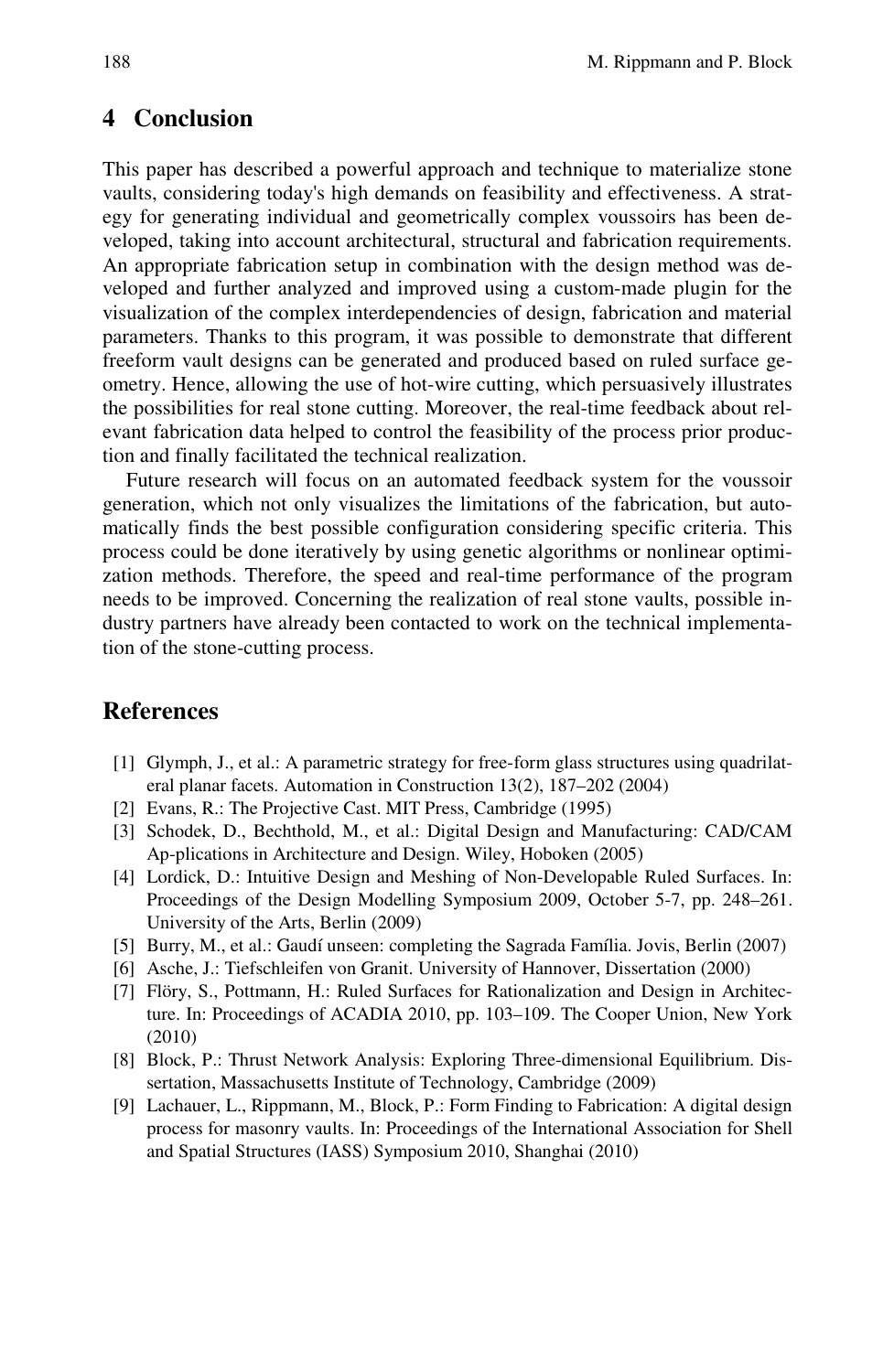## 4 Conclusion

This paper has described a powerful approach and technique to materialize stone vaults, considering today's high demands on feasibility and effectiveness. A strategy for generating individual and geometrically complex voussoirs has been developed, taking into account architectural, structural and fabrication requirements. An appropriate fabrication setup in combination with the design method was developed and further analyzed and improved using a custom-made plugin for the visualization of the complex interdependencies of design, fabrication and material parameters. Thanks to this program, it was possible to demonstrate that different freeform vault designs can be generated and produced based on ruled surface geometry. Hence, allowing the use of hot-wire cutting, which persuasively illustrates the possibilities for real stone cutting. Moreover, the real-time feedback about relevant fabrication data helped to control the feasibility of the process prior production and finally facilitated the technical realization.

Future research will focus on an automated feedback system for the voussoir generation, which not only visualizes the limitations of the fabrication, but automatically finds the best possible configuration considering specific criteria. This process could be done iteratively by using genetic algorithms or nonlinear optimization methods. Therefore, the speed and real-time performance of the program needs to be improved. Concerning the realization of real stone vaults, possible industry partners have already been contacted to work on the technical implementation of the stone-cutting process.

## References

[1] Glymph, J., et al.: A parametric strategy for free-form glass structures using quadrilateral planar facets. Automation in Construction 13(2), 187–202 (2004)

[2] Evans, R.: The Projective Cast. MIT Press, Cambridge (1995)

[3] Schodek, D., Bechthold, M., et al.: Digital Design and Manufacturing: CAD/CAM Ap-plications in Architecture and Design. Wiley, Hoboken (2005)

[4] Lordick, D.: Intuitive Design and Meshing of Non-Developable Ruled Surfaces. In: Proceedings of the Design Modelling Symposium 2009, October 5-7, pp. 248–261. University of the Arts, Berlin (2009)

[5] Burry, M., et al.: Gaudí unseen: completing the Sagrada Família. Jovis, Berlin (2007)

[6] Asche, J.: Tiefschleifen von Granit. University of Hannover, Dissertation (2000)

[7] Flöry, S., Pottmann, H.: Ruled Surfaces for Rationalization and Design in Architecture. In: Proceedings of ACADIA 2010, pp. 103–109. The Cooper Union, New York (2010)

[8] Block, P.: Thrust Network Analysis: Exploring Three-dimensional Equilibrium. Dissertation, Massachusetts Institute of Technology, Cambridge (2009)

[9] Lachauer, L., Rippmann, M., Block, P.: Form Finding to Fabrication: A digital design process for masonry vaults. In: Proceedings of the International Association for Shell and Spatial Structures (IASS) Symposium 2010, Shanghai (2010)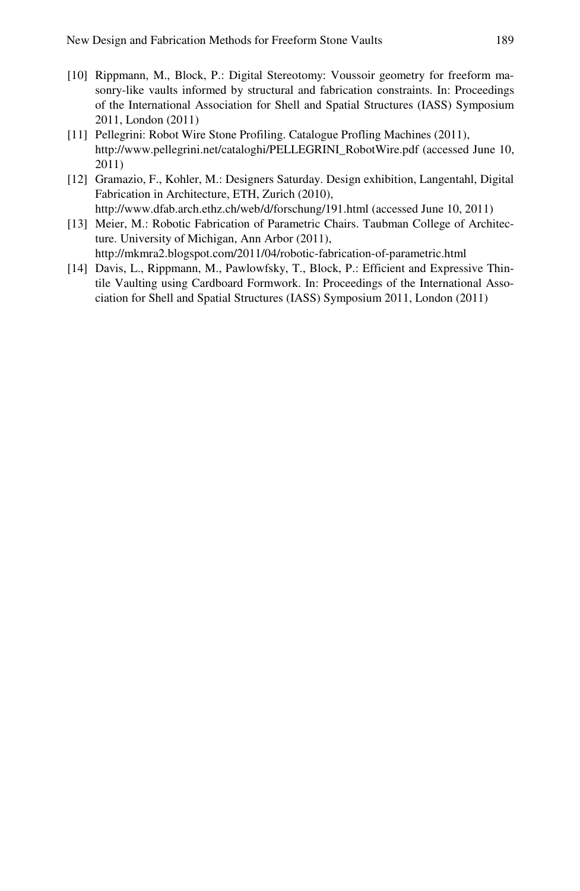[10] Rippmann, M., Block, P.: Digital Stereotomy: Voussoir geometry for freeform masonry-like vaults informed by structural and fabrication constraints. In: Proceedings of the International Association for Shell and Spatial Structures (IASS) Symposium 2011, London (2011)

[11] Pellegrini: Robot Wire Stone Profiling. Catalogue Profling Machines (2011), http://www.pellegrini.net/cataloghi/PELLEGRINI_RobotWire.pdf (accessed June 10, 2011)

[12] Gramazio, F., Kohler, M.: Designers Saturday. Design exhibition, Langentahl, Digital Fabrication in Architecture, ETH, Zurich (2010), http://www.dfab.arch.ethz.ch/web/d/forschung/191.html (accessed June 10, 2011)

[13] Meier, M.: Robotic Fabrication of Parametric Chairs. Taubman College of Architecture. University of Michigan, Ann Arbor (2011), http://mkmra2.blogspot.com/2011/04/robotic-fabrication-of-parametric.html

[14] Davis, L., Rippmann, M., Pawlowfsky, T., Block, P.: Efficient and Expressive Thin-tile Vaulting using Cardboard Formwork. In: Proceedings of the International Association for Shell and Spatial Structures (IASS) Symposium 2011, London (2011)